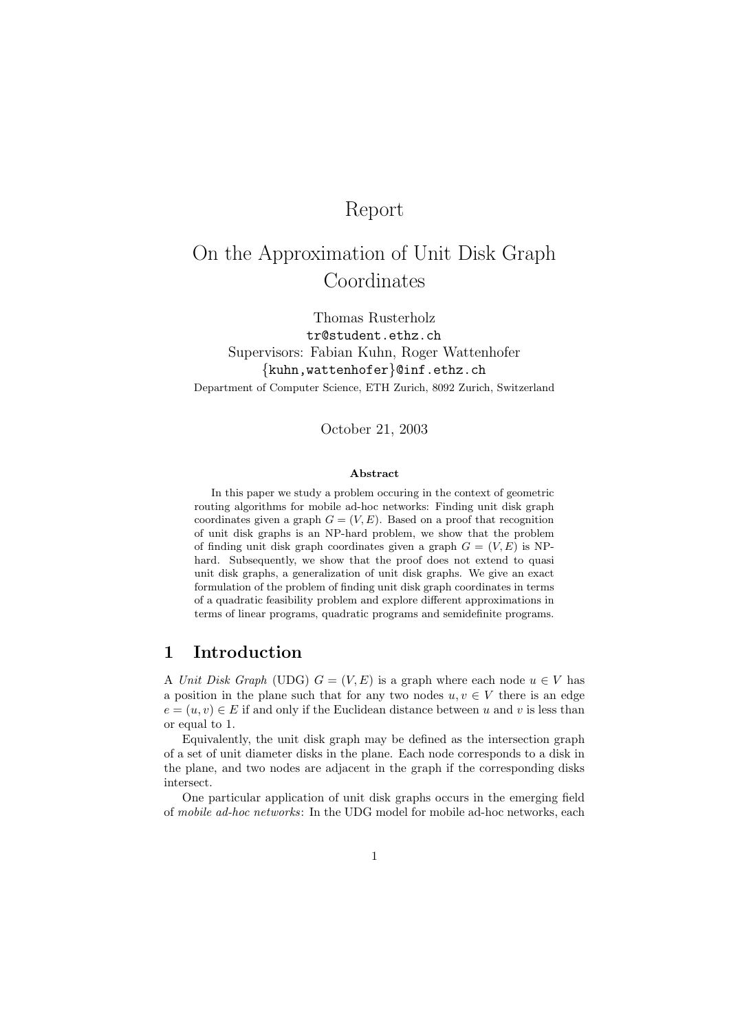# Report

# On the Approximation of Unit Disk Graph Coordinates

Thomas Rusterholz
tr@student.ethz.ch
Supervisors: Fabian Kuhn, Roger Wattenhofer
{kuhn,wattenhofer}@inf.ethz.ch
Department of Computer Science, ETH Zurich, 8092 Zurich, Switzerland

October 21, 2003

**Abstract**

In this paper we study a problem occuring in the context of geometric routing algorithms for mobile ad-hoc networks: Finding unit disk graph coordinates given a graph $G = (V, E)$. Based on a proof that recognition of unit disk graphs is an NP-hard problem, we show that the problem of finding unit disk graph coordinates given a graph $G = (V, E)$ is NP-hard. Subsequently, we show that the proof does not extend to quasi unit disk graphs, a generalization of unit disk graphs. We give an exact formulation of the problem of finding unit disk graph coordinates in terms of a quadratic feasibility problem and explore different approximations in terms of linear programs, quadratic programs and semidefinite programs.

## 1 Introduction

A *Unit Disk Graph* (UDG) $G = (V, E)$ is a graph where each node $u \in V$ has a position in the plane such that for any two nodes $u, v \in V$ there is an edge $e = (u, v) \in E$ if and only if the Euclidean distance between $u$ and $v$ is less than or equal to 1.

Equivalently, the unit disk graph may be defined as the intersection graph of a set of unit diameter disks in the plane. Each node corresponds to a disk in the plane, and two nodes are adjacent in the graph if the corresponding disks intersect.

One particular application of unit disk graphs occurs in the emerging field of *mobile ad-hoc networks*: In the UDG model for mobile ad-hoc networks, each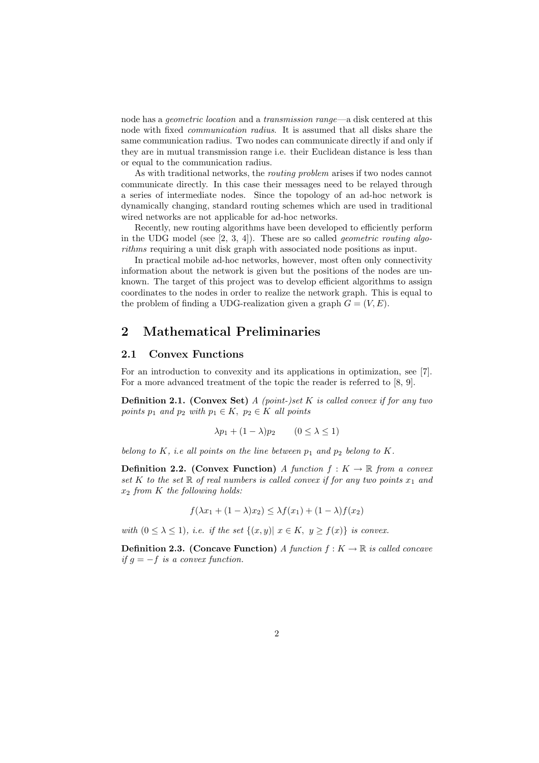node has a *geometric location* and a *transmission range*—a disk centered at this node with fixed *communication radius*. It is assumed that all disks share the same communication radius. Two nodes can communicate directly if and only if they are in mutual transmission range i.e. their Euclidean distance is less than or equal to the communication radius.

As with traditional networks, the *routing problem* arises if two nodes cannot communicate directly. In this case their messages need to be relayed through a series of intermediate nodes. Since the topology of an ad-hoc network is dynamically changing, standard routing schemes which are used in traditional wired networks are not applicable for ad-hoc networks.

Recently, new routing algorithms have been developed to efficiently perform in the UDG model (see [2, 3, 4]). These are so called *geometric routing algorithms* requiring a unit disk graph with associated node positions as input.

In practical mobile ad-hoc networks, however, most often only connectivity information about the network is given but the positions of the nodes are unknown. The target of this project was to develop efficient algorithms to assign coordinates to the nodes in order to realize the network graph. This is equal to the problem of finding a UDG-realization given a graph $G = (V, E)$.

## 2 Mathematical Preliminaries

### 2.1 Convex Functions

For an introduction to convexity and its applications in optimization, see [7]. For a more advanced treatment of the topic the reader is referred to [8, 9].

**Definition 2.1. (Convex Set)** *A (point-)set $K$ is called convex if for any two points $p_1$ and $p_2$ with $p_1 \in K$, $p_2 \in K$ all points*

$$\lambda p_1 + (1 - \lambda) p_2 \qquad (0 \leq \lambda \leq 1)$$

*belong to $K$, i.e all points on the line between $p_1$ and $p_2$ belong to $K$.*

**Definition 2.2. (Convex Function)** *A function $f : K \rightarrow \mathbb{R}$ from a convex set $K$ to the set $\mathbb{R}$ of real numbers is called convex if for any two points $x_1$ and $x_2$ from $K$ the following holds:*

$$f(\lambda x_1 + (1 - \lambda) x_2) \leq \lambda f(x_1) + (1 - \lambda) f(x_2)$$

*with $(0 \leq \lambda \leq 1)$, i.e. if the set $\{(x, y) |\ x \in K,\ y \geq f(x)\}$ is convex.*

**Definition 2.3. (Concave Function)** *A function $f : K \rightarrow \mathbb{R}$ is called concave if $g = -f$ is a convex function.*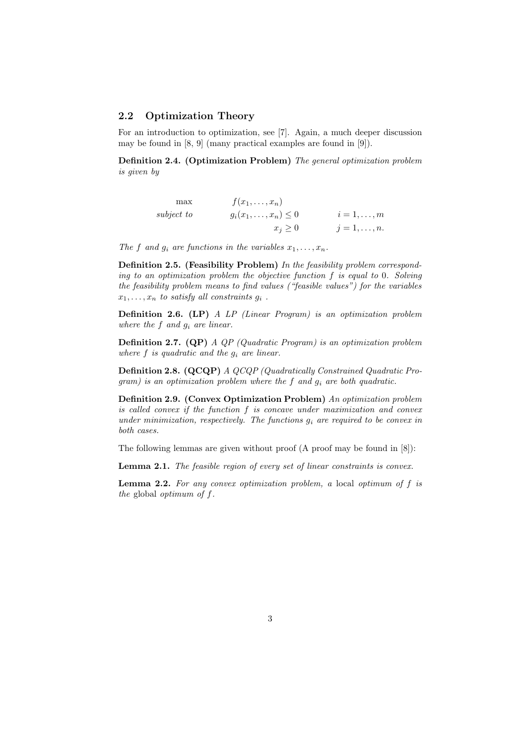## 2.2 Optimization Theory

For an introduction to optimization, see [7]. Again, a much deeper discussion may be found in [8, 9] (many practical examples are found in [9]).

**Definition 2.4. (Optimization Problem)** *The general optimization problem is given by*

$$
\begin{array}{lll}
\max & f(x_1, \ldots, x_n) & \\
\textit{subject to} & g_i(x_1, \ldots, x_n) \leq 0 & i = 1, \ldots, m \\
 & x_j \geq 0 & j = 1, \ldots, n.
\end{array}
$$

*The $f$ and $g_i$ are functions in the variables $x_1, \ldots, x_n$.*

**Definition 2.5. (Feasibility Problem)** *In the feasibility problem corresponding to an optimization problem the objective function $f$ is equal to $0$. Solving the feasibility problem means to find values ("feasible values") for the variables $x_1, \ldots, x_n$ to satisfy all constraints $g_i$ .*

**Definition 2.6. (LP)** *A LP (Linear Program) is an optimization problem where the $f$ and $g_i$ are linear.*

**Definition 2.7. (QP)** *A QP (Quadratic Program) is an optimization problem where $f$ is quadratic and the $g_i$ are linear.*

**Definition 2.8. (QCQP)** *A QCQP (Quadratically Constrained Quadratic Program) is an optimization problem where the $f$ and $g_i$ are both quadratic.*

**Definition 2.9. (Convex Optimization Problem)** *An optimization problem is called convex if the function $f$ is concave under maximization and convex under minimization, respectively. The functions $g_i$ are required to be convex in both cases.*

The following lemmas are given without proof (A proof may be found in [8]):

**Lemma 2.1.** *The feasible region of every set of linear constraints is convex.*

**Lemma 2.2.** *For any convex optimization problem,* a local *optimum of $f$ is* the global *optimum of $f$.*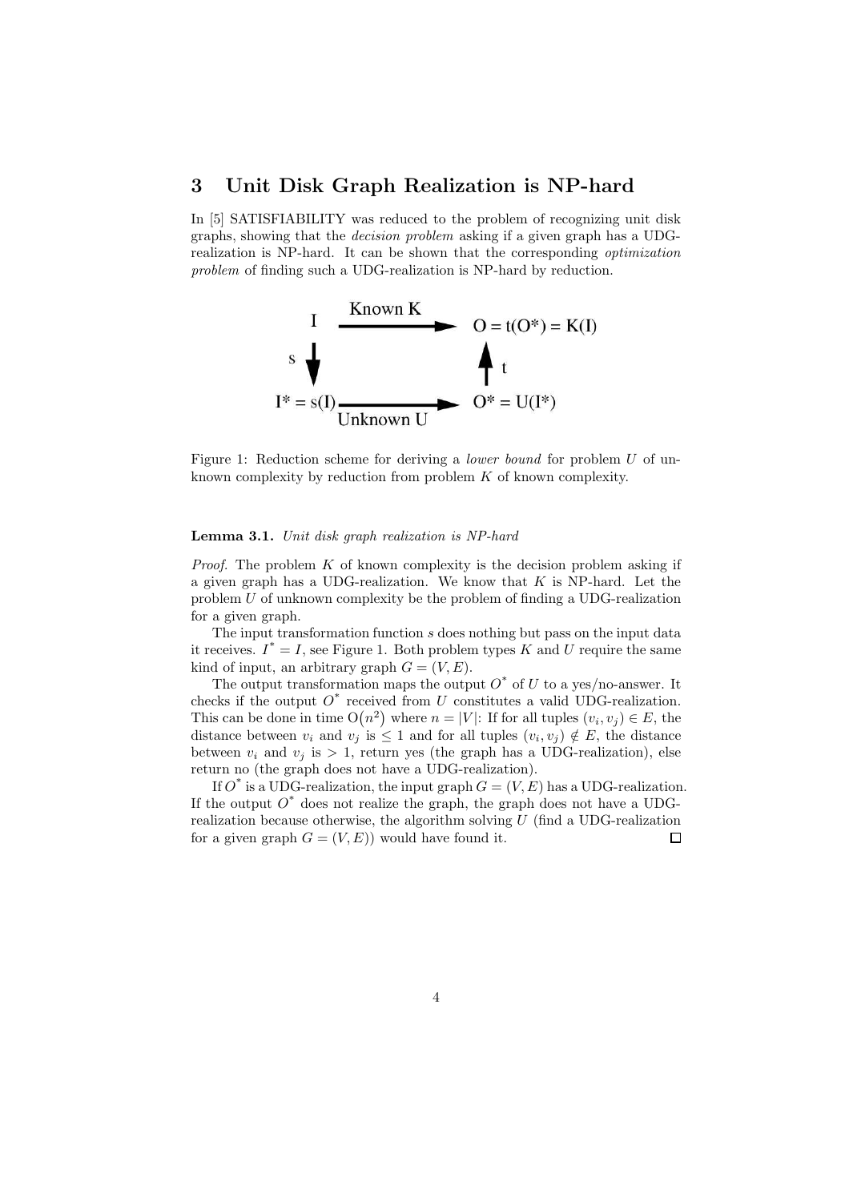## 3 Unit Disk Graph Realization is NP-hard

In [5] SATISFIABILITY was reduced to the problem of recognizing unit disk graphs, showing that the *decision problem* asking if a given graph has a UDG-realization is NP-hard. It can be shown that the corresponding *optimization problem* of finding such a UDG-realization is NP-hard by reduction.

Figure 1: Reduction scheme for deriving a *lower bound* for problem $U$ of unknown complexity by reduction from problem $K$ of known complexity.

**Lemma 3.1.** *Unit disk graph realization is NP-hard*

*Proof.* The problem $K$ of known complexity is the decision problem asking if a given graph has a UDG-realization. We know that $K$ is NP-hard. Let the problem $U$ of unknown complexity be the problem of finding a UDG-realization for a given graph.

The input transformation function $s$ does nothing but pass on the input data it receives. $I^* = I$, see Figure 1. Both problem types $K$ and $U$ require the same kind of input, an arbitrary graph $G = (V, E)$.

The output transformation maps the output $O^*$ of $U$ to a yes/no-answer. It checks if the output $O^*$ received from $U$ constitutes a valid UDG-realization. This can be done in time $O(n^2)$ where $n = |V|$: If for all tuples $(v_i, v_j) \in E$, the distance between $v_i$ and $v_j$ is $\leq 1$ and for all tuples $(v_i, v_j) \notin E$, the distance between $v_i$ and $v_j$ is $> 1$, return yes (the graph has a UDG-realization), else return no (the graph does not have a UDG-realization).

If $O^*$ is a UDG-realization, the input graph $G = (V, E)$ has a UDG-realization. If the output $O^*$ does not realize the graph, the graph does not have a UDG-realization because otherwise, the algorithm solving $U$ (find a UDG-realization for a given graph $G = (V, E)$) would have found it. □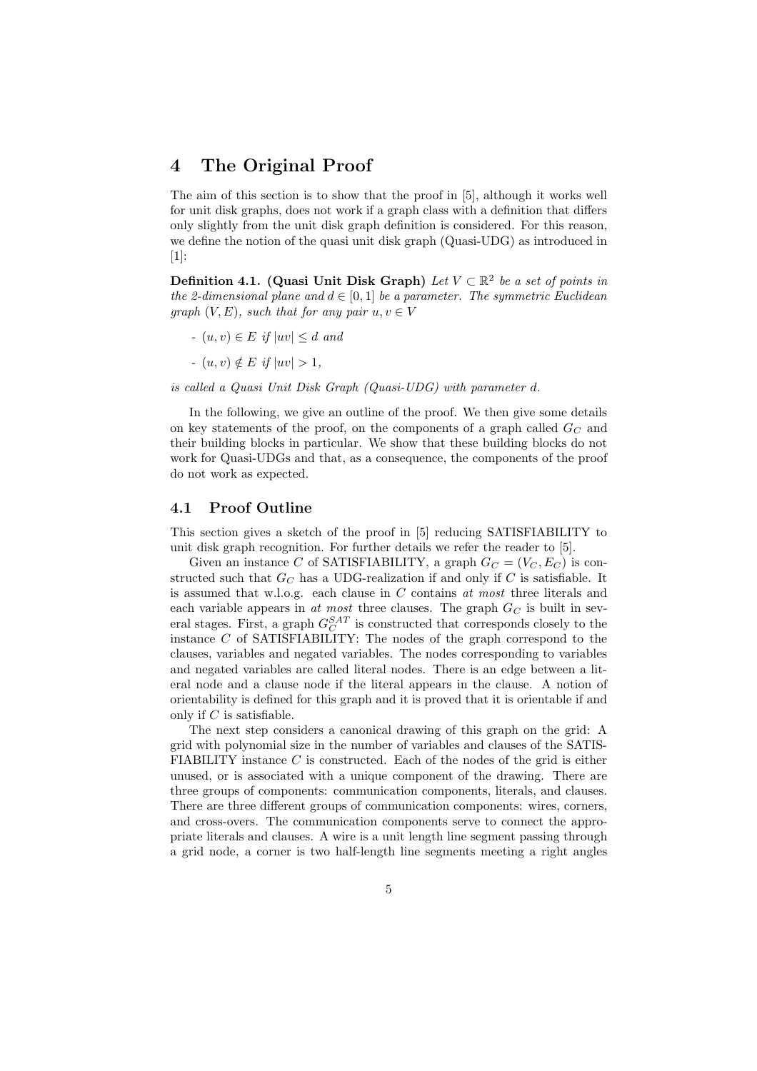# 4 The Original Proof

The aim of this section is to show that the proof in [5], although it works well for unit disk graphs, does not work if a graph class with a definition that differs only slightly from the unit disk graph definition is considered. For this reason, we define the notion of the quasi unit disk graph (Quasi-UDG) as introduced in [1]:

**Definition 4.1. (Quasi Unit Disk Graph)** *Let $V \subset \mathbb{R}^2$ be a set of points in the 2-dimensional plane and $d \in [0, 1]$ be a parameter. The symmetric Euclidean graph $(V, E)$, such that for any pair $u, v \in V$*

- *$(u, v) \in E$ if $|uv| \leq d$ and*
- *$(u, v) \notin E$ if $|uv| > 1$,*

*is called a Quasi Unit Disk Graph (Quasi-UDG) with parameter $d$.*

In the following, we give an outline of the proof. We then give some details on key statements of the proof, on the components of a graph called $G_C$ and their building blocks in particular. We show that these building blocks do not work for Quasi-UDGs and that, as a consequence, the components of the proof do not work as expected.

## 4.1 Proof Outline

This section gives a sketch of the proof in [5] reducing SATISFIABILITY to unit disk graph recognition. For further details we refer the reader to [5].

Given an instance $C$ of SATISFIABILITY, a graph $G_C = (V_C, E_C)$ is constructed such that $G_C$ has a UDG-realization if and only if $C$ is satisfiable. It is assumed that w.l.o.g. each clause in $C$ contains *at most* three literals and each variable appears in *at most* three clauses. The graph $G_C$ is built in several stages. First, a graph $G_C^{SAT}$ is constructed that corresponds closely to the instance $C$ of SATISFIABILITY: The nodes of the graph correspond to the clauses, variables and negated variables. The nodes corresponding to variables and negated variables are called literal nodes. There is an edge between a literal node and a clause node if the literal appears in the clause. A notion of orientability is defined for this graph and it is proved that it is orientable if and only if $C$ is satisfiable.

The next step considers a canonical drawing of this graph on the grid: A grid with polynomial size in the number of variables and clauses of the SATISFIABILITY instance $C$ is constructed. Each of the nodes of the grid is either unused, or is associated with a unique component of the drawing. There are three groups of components: communication components, literals, and clauses. There are three different groups of communication components: wires, corners, and cross-overs. The communication components serve to connect the appropriate literals and clauses. A wire is a unit length line segment passing through a grid node, a corner is two half-length line segments meeting a right angles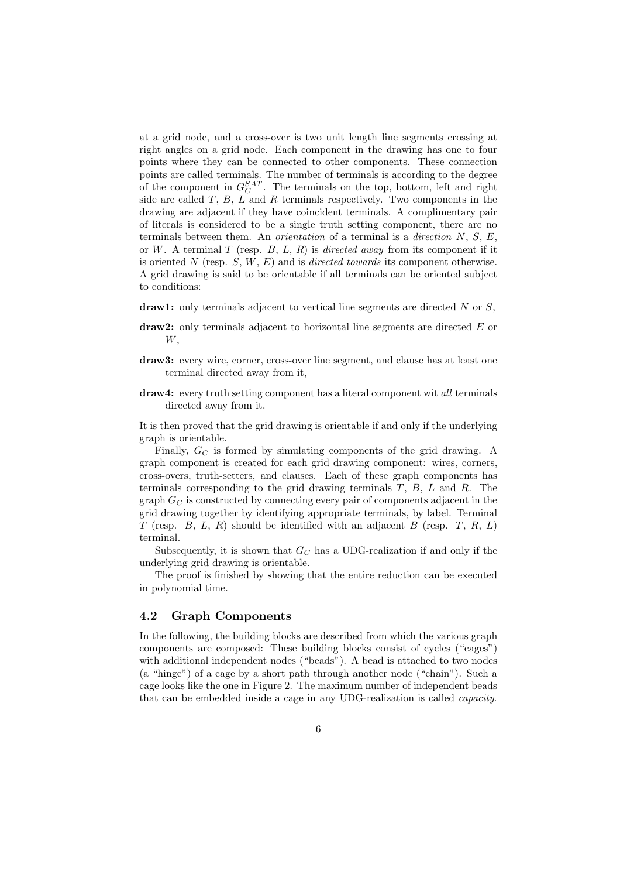at a grid node, and a cross-over is two unit length line segments crossing at right angles on a grid node. Each component in the drawing has one to four points where they can be connected to other components. These connection points are called terminals. The number of terminals is according to the degree of the component in $G_C^{SAT}$. The terminals on the top, bottom, left and right side are called $T$, $B$, $L$ and $R$ terminals respectively. Two components in the drawing are adjacent if they have coincident terminals. A complimentary pair of literals is considered to be a single truth setting component, there are no terminals between them. An *orientation* of a terminal is a *direction* $N$, $S$, $E$, or $W$. A terminal $T$ (resp. $B$, $L$, $R$) is *directed away* from its component if it is oriented $N$ (resp. $S$, $W$, $E$) and is *directed towards* its component otherwise. A grid drawing is said to be orientable if all terminals can be oriented subject to conditions:

**draw1:** only terminals adjacent to vertical line segments are directed $N$ or $S$,

**draw2:** only terminals adjacent to horizontal line segments are directed $E$ or $W$,

**draw3:** every wire, corner, cross-over line segment, and clause has at least one terminal directed away from it,

**draw4:** every truth setting component has a literal component wit *all* terminals directed away from it.

It is then proved that the grid drawing is orientable if and only if the underlying graph is orientable.

Finally, $G_C$ is formed by simulating components of the grid drawing. A graph component is created for each grid drawing component: wires, corners, cross-overs, truth-setters, and clauses. Each of these graph components has terminals corresponding to the grid drawing terminals $T$, $B$, $L$ and $R$. The graph $G_C$ is constructed by connecting every pair of components adjacent in the grid drawing together by identifying appropriate terminals, by label. Terminal $T$ (resp. $B$, $L$, $R$) should be identified with an adjacent $B$ (resp. $T$, $R$, $L$) terminal.

Subsequently, it is shown that $G_C$ has a UDG-realization if and only if the underlying grid drawing is orientable.

The proof is finished by showing that the entire reduction can be executed in polynomial time.

## 4.2 Graph Components

In the following, the building blocks are described from which the various graph components are composed: These building blocks consist of cycles ("cages") with additional independent nodes ("beads"). A bead is attached to two nodes (a "hinge") of a cage by a short path through another node ("chain"). Such a cage looks like the one in Figure 2. The maximum number of independent beads that can be embedded inside a cage in any UDG-realization is called *capacity*.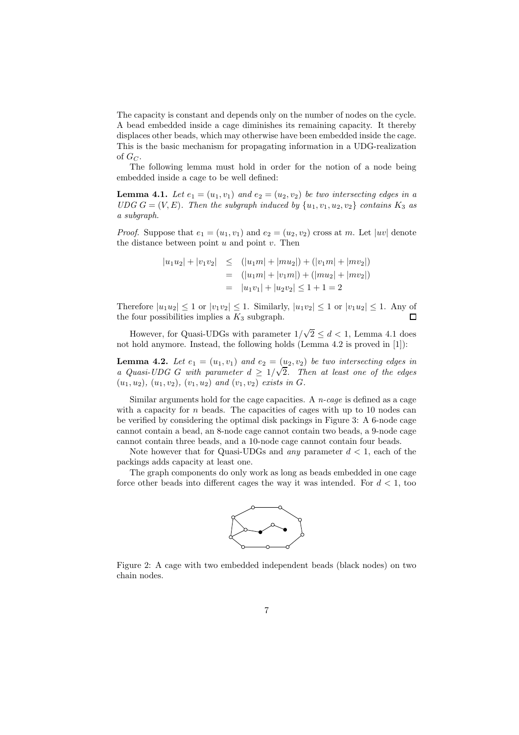The capacity is constant and depends only on the number of nodes on the cycle. A bead embedded inside a cage diminishes its remaining capacity. It thereby displaces other beads, which may otherwise have been embedded inside the cage. This is the basic mechanism for propagating information in a UDG-realization of $G_C$.

The following lemma must hold in order for the notion of a node being embedded inside a cage to be well defined:

**Lemma 4.1.** *Let $e_1 = (u_1, v_1)$ and $e_2 = (u_2, v_2)$ be two intersecting edges in a UDG $G = (V, E)$. Then the subgraph induced by $\{u_1, v_1, u_2, v_2\}$ contains $K_3$ as a subgraph.*

*Proof.* Suppose that $e_1 = (u_1, v_1)$ and $e_2 = (u_2, v_2)$ cross at $m$. Let $|uv|$ denote the distance between point $u$ and point $v$. Then

$$
\begin{aligned}
|u_1u_2| + |v_1v_2| &\leq (|u_1m| + |mu_2|) + (|v_1m| + |mv_2|) \\
&= (|u_1m| + |v_1m|) + (|mu_2| + |mv_2|) \\
&= |u_1v_1| + |u_2v_2| \leq 1 + 1 = 2
\end{aligned}
$$

Therefore $|u_1u_2| \leq 1$ or $|v_1v_2| \leq 1$. Similarly, $|u_1v_2| \leq 1$ or $|v_1u_2| \leq 1$. Any of the four possibilities implies a $K_3$ subgraph. □

However, for Quasi-UDGs with parameter $1/\sqrt{2} \leq d < 1$, Lemma 4.1 does not hold anymore. Instead, the following holds (Lemma 4.2 is proved in [1]):

**Lemma 4.2.** *Let $e_1 = (u_1, v_1)$ and $e_2 = (u_2, v_2)$ be two intersecting edges in a Quasi-UDG $G$ with parameter $d \geq 1/\sqrt{2}$. Then at least one of the edges $(u_1, u_2)$, $(u_1, v_2)$, $(v_1, u_2)$ and $(v_1, v_2)$ exists in $G$.*

Similar arguments hold for the cage capacities. A *n-cage* is defined as a cage with a capacity for $n$ beads. The capacities of cages with up to 10 nodes can be verified by considering the optimal disk packings in Figure 3: A 6-node cage cannot contain a bead, an 8-node cage cannot contain two beads, a 9-node cage cannot contain three beads, and a 10-node cage cannot contain four beads.

Note however that for Quasi-UDGs and *any* parameter $d < 1$, each of the packings adds capacity at least one.

The graph components do only work as long as beads embedded in one cage force other beads into different cages the way it was intended. For $d < 1$, too

Figure 2: A cage with two embedded independent beads (black nodes) on two chain nodes.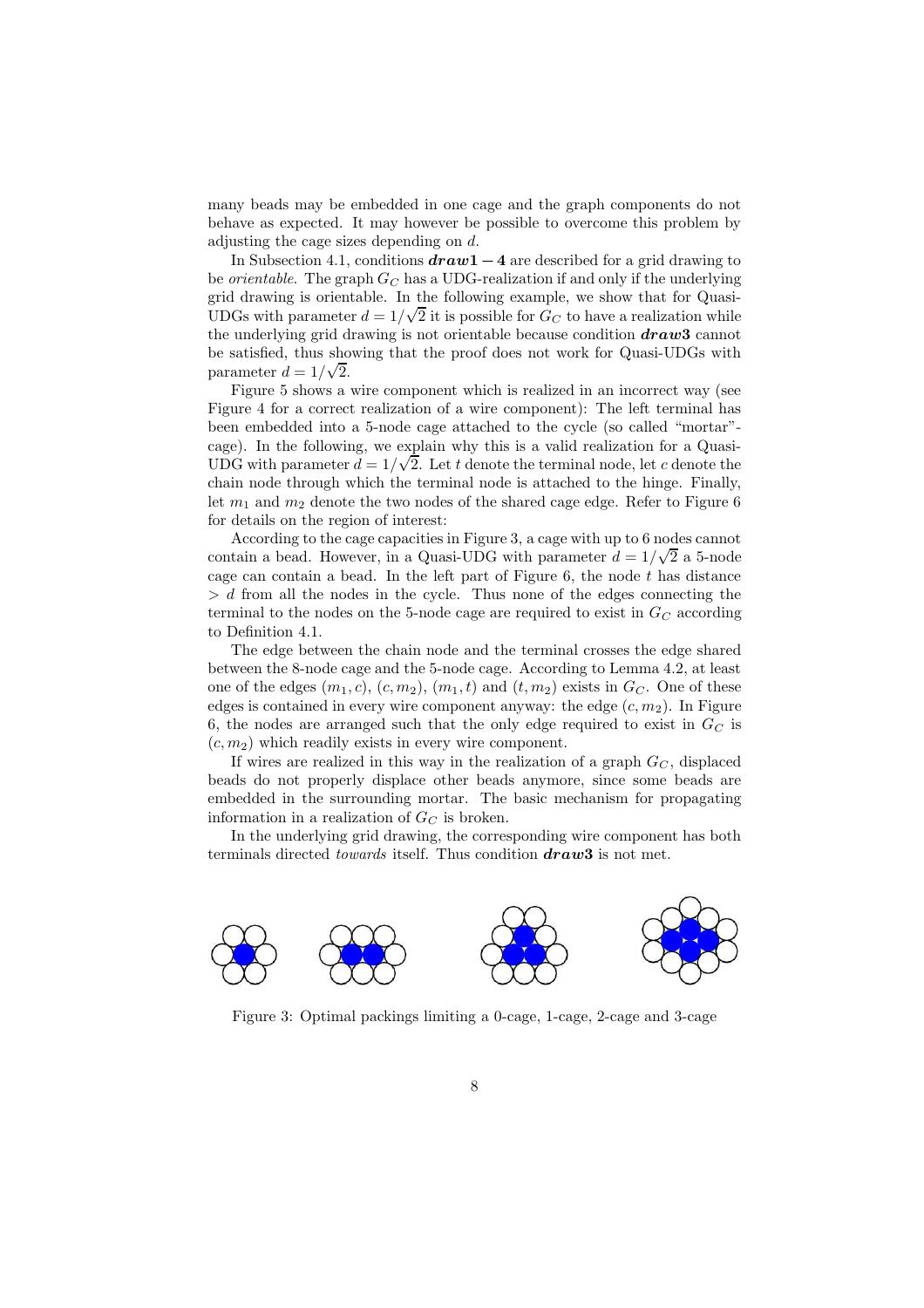many beads may be embedded in one cage and the graph components do not behave as expected. It may however be possible to overcome this problem by adjusting the cage sizes depending on $d$.

In Subsection 4.1, conditions $\boldsymbol{draw1-4}$ are described for a grid drawing to be *orientable*. The graph $G_C$ has a UDG-realization if and only if the underlying grid drawing is orientable. In the following example, we show that for Quasi-UDGs with parameter $d = 1/\sqrt{2}$ it is possible for $G_C$ to have a realization while the underlying grid drawing is not orientable because condition $\boldsymbol{draw3}$ cannot be satisfied, thus showing that the proof does not work for Quasi-UDGs with parameter $d = 1/\sqrt{2}$.

Figure 5 shows a wire component which is realized in an incorrect way (see Figure 4 for a correct realization of a wire component): The left terminal has been embedded into a 5-node cage attached to the cycle (so called "mortar"-cage). In the following, we explain why this is a valid realization for a Quasi-UDG with parameter $d = 1/\sqrt{2}$. Let $t$ denote the terminal node, let $c$ denote the chain node through which the terminal node is attached to the hinge. Finally, let $m_1$ and $m_2$ denote the two nodes of the shared cage edge. Refer to Figure 6 for details on the region of interest:

According to the cage capacities in Figure 3, a cage with up to 6 nodes cannot contain a bead. However, in a Quasi-UDG with parameter $d = 1/\sqrt{2}$ a 5-node cage can contain a bead. In the left part of Figure 6, the node $t$ has distance $> d$ from all the nodes in the cycle. Thus none of the edges connecting the terminal to the nodes on the 5-node cage are required to exist in $G_C$ according to Definition 4.1.

The edge between the chain node and the terminal crosses the edge shared between the 8-node cage and the 5-node cage. According to Lemma 4.2, at least one of the edges $(m_1, c)$, $(c, m_2)$, $(m_1, t)$ and $(t, m_2)$ exists in $G_C$. One of these edges is contained in every wire component anyway: the edge $(c, m_2)$. In Figure 6, the nodes are arranged such that the only edge required to exist in $G_C$ is $(c, m_2)$ which readily exists in every wire component.

If wires are realized in this way in the realization of a graph $G_C$, displaced beads do not properly displace other beads anymore, since some beads are embedded in the surrounding mortar. The basic mechanism for propagating information in a realization of $G_C$ is broken.

In the underlying grid drawing, the corresponding wire component has both terminals directed *towards* itself. Thus condition $\boldsymbol{draw3}$ is not met.

Figure 3: Optimal packings limiting a 0-cage, 1-cage, 2-cage and 3-cage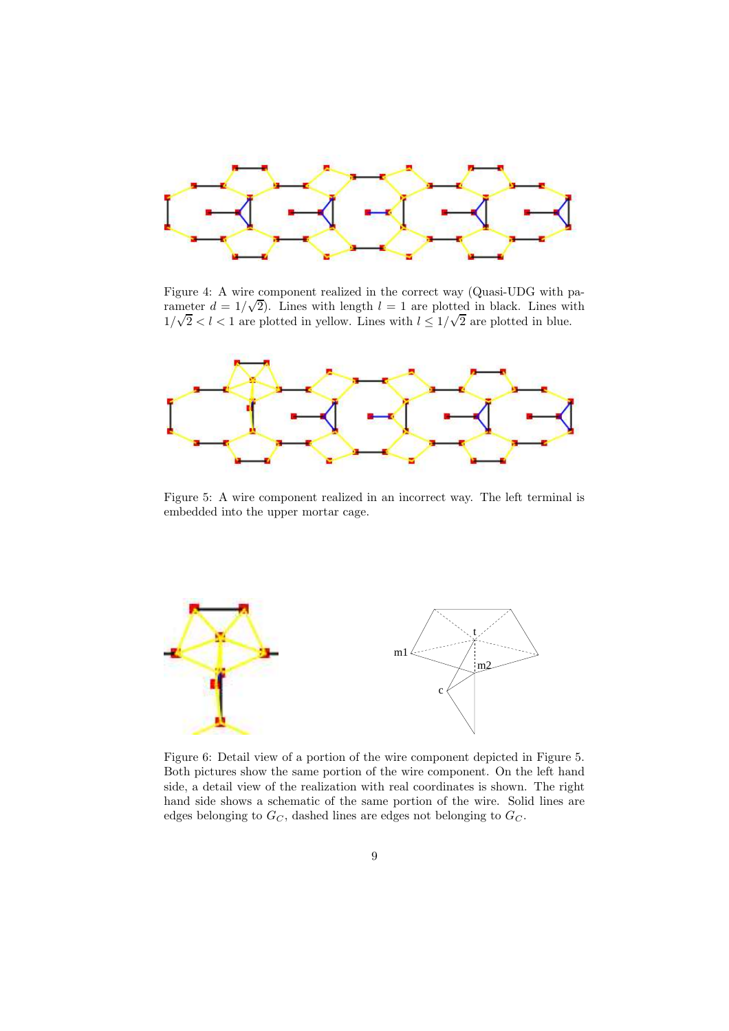Figure 4: A wire component realized in the correct way (Quasi-UDG with parameter $d = 1/\sqrt{2}$). Lines with length $l = 1$ are plotted in black. Lines with $1/\sqrt{2} < l < 1$ are plotted in yellow. Lines with $l \leq 1/\sqrt{2}$ are plotted in blue.

Figure 5: A wire component realized in an incorrect way. The left terminal is embedded into the upper mortar cage.

Figure 6: Detail view of a portion of the wire component depicted in Figure 5. Both pictures show the same portion of the wire component. On the left hand side, a detail view of the realization with real coordinates is shown. The right hand side shows a schematic of the same portion of the wire. Solid lines are edges belonging to $G_C$, dashed lines are edges not belonging to $G_C$.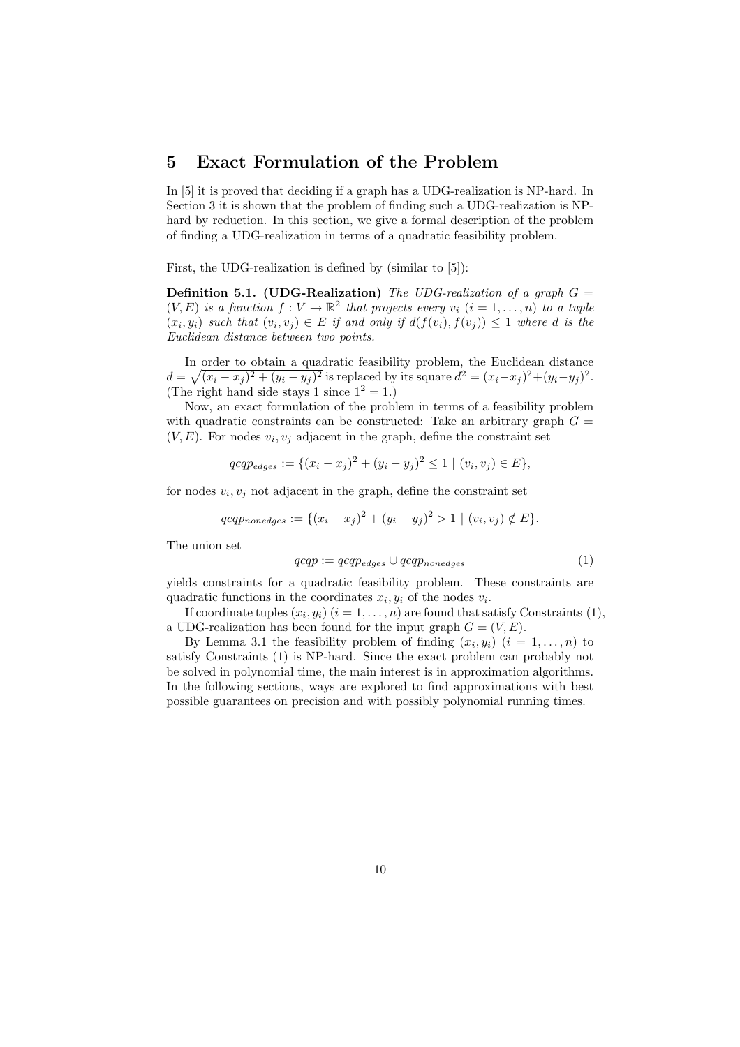# 5 Exact Formulation of the Problem

In [5] it is proved that deciding if a graph has a UDG-realization is NP-hard. In Section 3 it is shown that the problem of finding such a UDG-realization is NP-hard by reduction. In this section, we give a formal description of the problem of finding a UDG-realization in terms of a quadratic feasibility problem.

First, the UDG-realization is defined by (similar to [5]):

**Definition 5.1. (UDG-Realization)** *The UDG-realization of a graph $G = (V, E)$ is a function $f : V \to \mathbb{R}^2$ that projects every $v_i$ $(i = 1, \ldots, n)$ to a tuple $(x_i, y_i)$ such that $(v_i, v_j) \in E$ if and only if $d(f(v_i), f(v_j)) \leq 1$ where $d$ is the Euclidean distance between two points.*

In order to obtain a quadratic feasibility problem, the Euclidean distance $d = \sqrt{(x_i - x_j)^2 + (y_i - y_j)^2}$ is replaced by its square $d^2 = (x_i - x_j)^2 + (y_i - y_j)^2$. (The right hand side stays 1 since $1^2 = 1$.)

Now, an exact formulation of the problem in terms of a feasibility problem with quadratic constraints can be constructed: Take an arbitrary graph $G = (V, E)$. For nodes $v_i, v_j$ adjacent in the graph, define the constraint set

$$qcqp_{edges} := \{(x_i - x_j)^2 + (y_i - y_j)^2 \leq 1 \mid (v_i, v_j) \in E\},$$

for nodes $v_i, v_j$ not adjacent in the graph, define the constraint set

$$qcqp_{nonedges} := \{(x_i - x_j)^2 + (y_i - y_j)^2 > 1 \mid (v_i, v_j) \notin E\}.$$

The union set

$$qcqp := qcqp_{edges} \cup qcqp_{nonedges} \tag{1}$$

yields constraints for a quadratic feasibility problem. These constraints are quadratic functions in the coordinates $x_i, y_i$ of the nodes $v_i$.

If coordinate tuples $(x_i, y_i)$ $(i = 1, \ldots, n)$ are found that satisfy Constraints (1), a UDG-realization has been found for the input graph $G = (V, E)$.

By Lemma 3.1 the feasibility problem of finding $(x_i, y_i)$ $(i = 1, \ldots, n)$ to satisfy Constraints (1) is NP-hard. Since the exact problem can probably not be solved in polynomial time, the main interest is in approximation algorithms. In the following sections, ways are explored to find approximations with best possible guarantees on precision and with possibly polynomial running times.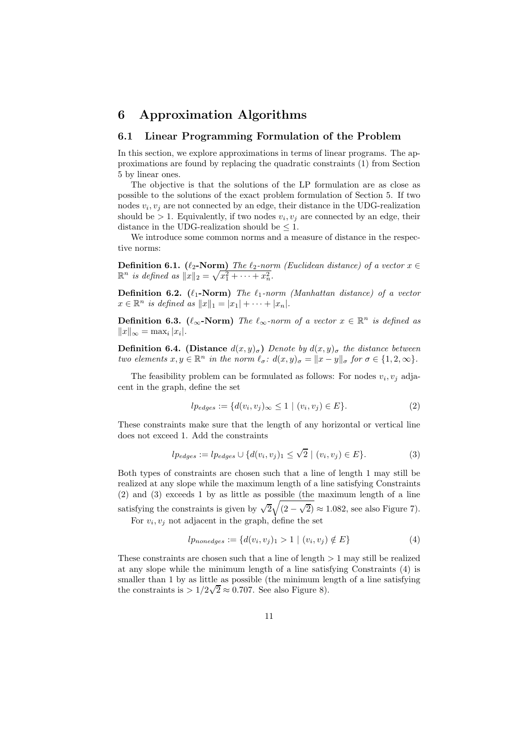# 6 Approximation Algorithms

## 6.1 Linear Programming Formulation of the Problem

In this section, we explore approximations in terms of linear programs. The approximations are found by replacing the quadratic constraints (1) from Section 5 by linear ones.

The objective is that the solutions of the LP formulation are as close as possible to the solutions of the exact problem formulation of Section 5. If two nodes $v_i, v_j$ are not connected by an edge, their distance in the UDG-realization should be $> 1$. Equivalently, if two nodes $v_i, v_j$ are connected by an edge, their distance in the UDG-realization should be $\leq 1$.

We introduce some common norms and a measure of distance in the respective norms:

**Definition 6.1. ($\ell_2$-Norm)** *The $\ell_2$-norm (Euclidean distance) of a vector $x \in \mathbb{R}^n$ is defined as $\|x\|_2 = \sqrt{x_1^2 + \cdots + x_n^2}$.*

**Definition 6.2. ($\ell_1$-Norm)** *The $\ell_1$-norm (Manhattan distance) of a vector $x \in \mathbb{R}^n$ is defined as $\|x\|_1 = |x_1| + \cdots + |x_n|$.*

**Definition 6.3. ($\ell_\infty$-Norm)** *The $\ell_\infty$-norm of a vector $x \in \mathbb{R}^n$ is defined as $\|x\|_\infty = \max_i |x_i|$.*

**Definition 6.4. (Distance $d(x,y)_\sigma$)** *Denote by $d(x,y)_\sigma$ the distance between two elements $x, y \in \mathbb{R}^n$ in the norm $\ell_\sigma$: $d(x,y)_\sigma = \|x - y\|_\sigma$ for $\sigma \in \{1, 2, \infty\}$.*

The feasibility problem can be formulated as follows: For nodes $v_i, v_j$ adjacent in the graph, define the set

$$lp_{edges} := \{d(v_i, v_j)_\infty \leq 1 \mid (v_i, v_j) \in E\}. \tag{2}$$

These constraints make sure that the length of any horizontal or vertical line does not exceed 1. Add the constraints

$$lp_{edges} := lp_{edges} \cup \{d(v_i, v_j)_1 \leq \sqrt{2} \mid (v_i, v_j) \in E\}. \tag{3}$$

Both types of constraints are chosen such that a line of length 1 may still be realized at any slope while the maximum length of a line satisfying Constraints (2) and (3) exceeds 1 by as little as possible (the maximum length of a line satisfying the constraints is given by $\sqrt{2}\sqrt{(2 - \sqrt{2})} \approx 1.082$, see also Figure 7).

For $v_i, v_j$ not adjacent in the graph, define the set

$$lp_{nonedges} := \{d(v_i, v_j)_1 > 1 \mid (v_i, v_j) \notin E\} \tag{4}$$

These constraints are chosen such that a line of length $> 1$ may still be realized at any slope while the minimum length of a line satisfying Constraints (4) is smaller than 1 by as little as possible (the minimum length of a line satisfying the constraints is $> 1/2\sqrt{2} \approx 0.707$. See also Figure 8).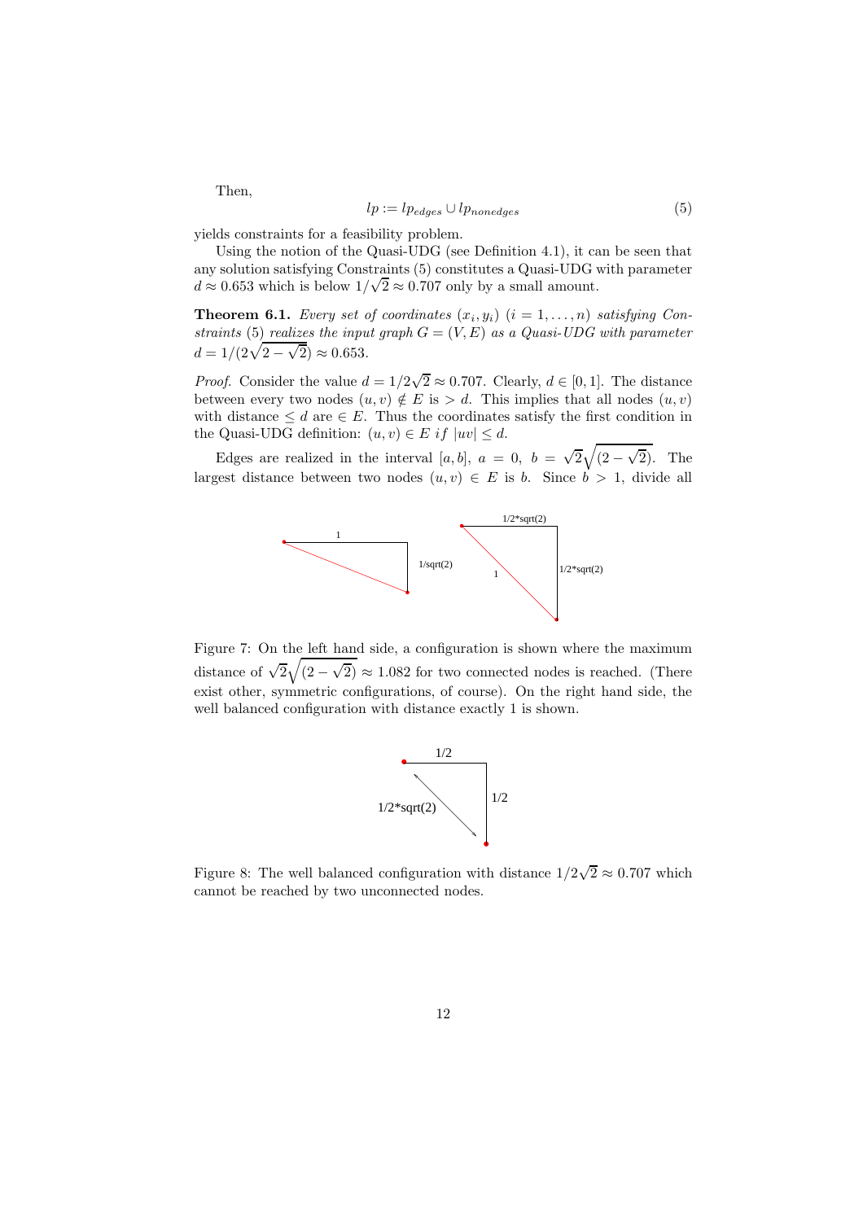Then,

$$lp := lp_{edges} \cup lp_{nonedges} \tag{5}$$

yields constraints for a feasibility problem.

Using the notion of the Quasi-UDG (see Definition 4.1), it can be seen that any solution satisfying Constraints (5) constitutes a Quasi-UDG with parameter $d \approx 0.653$ which is below $1/\sqrt{2} \approx 0.707$ only by a small amount.

**Theorem 6.1.** *Every set of coordinates $(x_i, y_i)$ $(i = 1, \ldots, n)$ satisfying Constraints* (5) *realizes the input graph $G = (V, E)$ as a Quasi-UDG with parameter $d = 1/(2\sqrt{2 - \sqrt{2}}) \approx 0.653$.*

*Proof.* Consider the value $d = 1/2\sqrt{2} \approx 0.707$. Clearly, $d \in [0, 1]$. The distance between every two nodes $(u, v) \notin E$ is $> d$. This implies that all nodes $(u, v)$ with distance $\leq d$ are $\in E$. Thus the coordinates satisfy the first condition in the Quasi-UDG definition: $(u, v) \in E \; if \; |uv| \leq d$.

Edges are realized in the interval $[a, b]$, $a = 0$, $b = \sqrt{2}\sqrt{(2 - \sqrt{2})}$. The largest distance between two nodes $(u, v) \in E$ is $b$. Since $b > 1$, divide all

Figure 7: On the left hand side, a configuration is shown where the maximum distance of $\sqrt{2}\sqrt{(2 - \sqrt{2})} \approx 1.082$ for two connected nodes is reached. (There exist other, symmetric configurations, of course). On the right hand side, the well balanced configuration with distance exactly 1 is shown.

Figure 8: The well balanced configuration with distance $1/2\sqrt{2} \approx 0.707$ which cannot be reached by two unconnected nodes.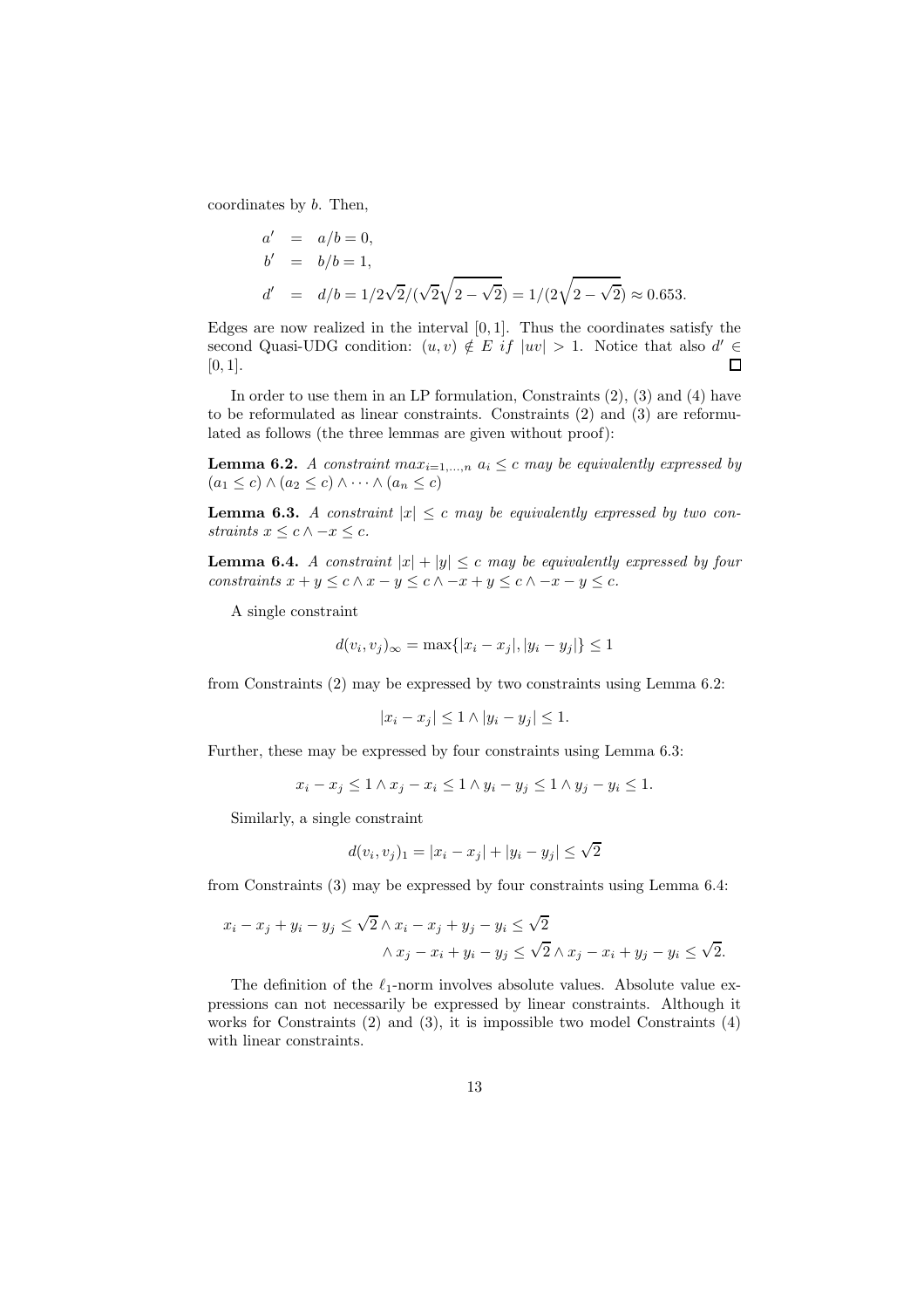coordinates by $b$. Then,

$$
\begin{aligned}
a' &= a/b = 0, \\
b' &= b/b = 1, \\
d' &= d/b = 1/2\sqrt{2}/(\sqrt{2}\sqrt{2-\sqrt{2}}) = 1/(2\sqrt{2-\sqrt{2}}) \approx 0.653.
\end{aligned}
$$

Edges are now realized in the interval $[0, 1]$. Thus the coordinates satisfy the second Quasi-UDG condition: $(u, v) \notin E$ *if* $|uv| > 1$. Notice that also $d' \in [0, 1]$. □

In order to use them in an LP formulation, Constraints (2), (3) and (4) have to be reformulated as linear constraints. Constraints (2) and (3) are reformulated as follows (the three lemmas are given without proof):

**Lemma 6.2.** *A constraint* $max_{i=1,\dots,n}\ a_i \leq c$ *may be equivalently expressed by* $(a_1 \leq c) \wedge (a_2 \leq c) \wedge \dots \wedge (a_n \leq c)$

**Lemma 6.3.** *A constraint* $|x| \leq c$ *may be equivalently expressed by two constraints* $x \leq c \wedge -x \leq c$.

**Lemma 6.4.** *A constraint* $|x| + |y| \leq c$ *may be equivalently expressed by four constraints* $x + y \leq c \wedge x - y \leq c \wedge -x + y \leq c \wedge -x - y \leq c$.

A single constraint

$$d(v_i, v_j)_\infty = \max\{|x_i - x_j|, |y_i - y_j|\} \leq 1$$

from Constraints (2) may be expressed by two constraints using Lemma 6.2:

$$|x_i - x_j| \leq 1 \wedge |y_i - y_j| \leq 1.$$

Further, these may be expressed by four constraints using Lemma 6.3:

$$x_i - x_j \leq 1 \wedge x_j - x_i \leq 1 \wedge y_i - y_j \leq 1 \wedge y_j - y_i \leq 1.$$

Similarly, a single constraint

$$d(v_i, v_j)_1 = |x_i - x_j| + |y_i - y_j| \leq \sqrt{2}$$

from Constraints (3) may be expressed by four constraints using Lemma 6.4:

$$
\begin{aligned}
x_i - x_j + y_i - y_j \leq \sqrt{2} \wedge x_i - x_j + y_j - y_i \leq \sqrt{2} \\
\wedge\, x_j - x_i + y_i - y_j \leq \sqrt{2} \wedge x_j - x_i + y_j - y_i \leq \sqrt{2}.
\end{aligned}
$$

The definition of the $\ell_1$-norm involves absolute values. Absolute value expressions can not necessarily be expressed by linear constraints. Although it works for Constraints (2) and (3), it is impossible two model Constraints (4) with linear constraints.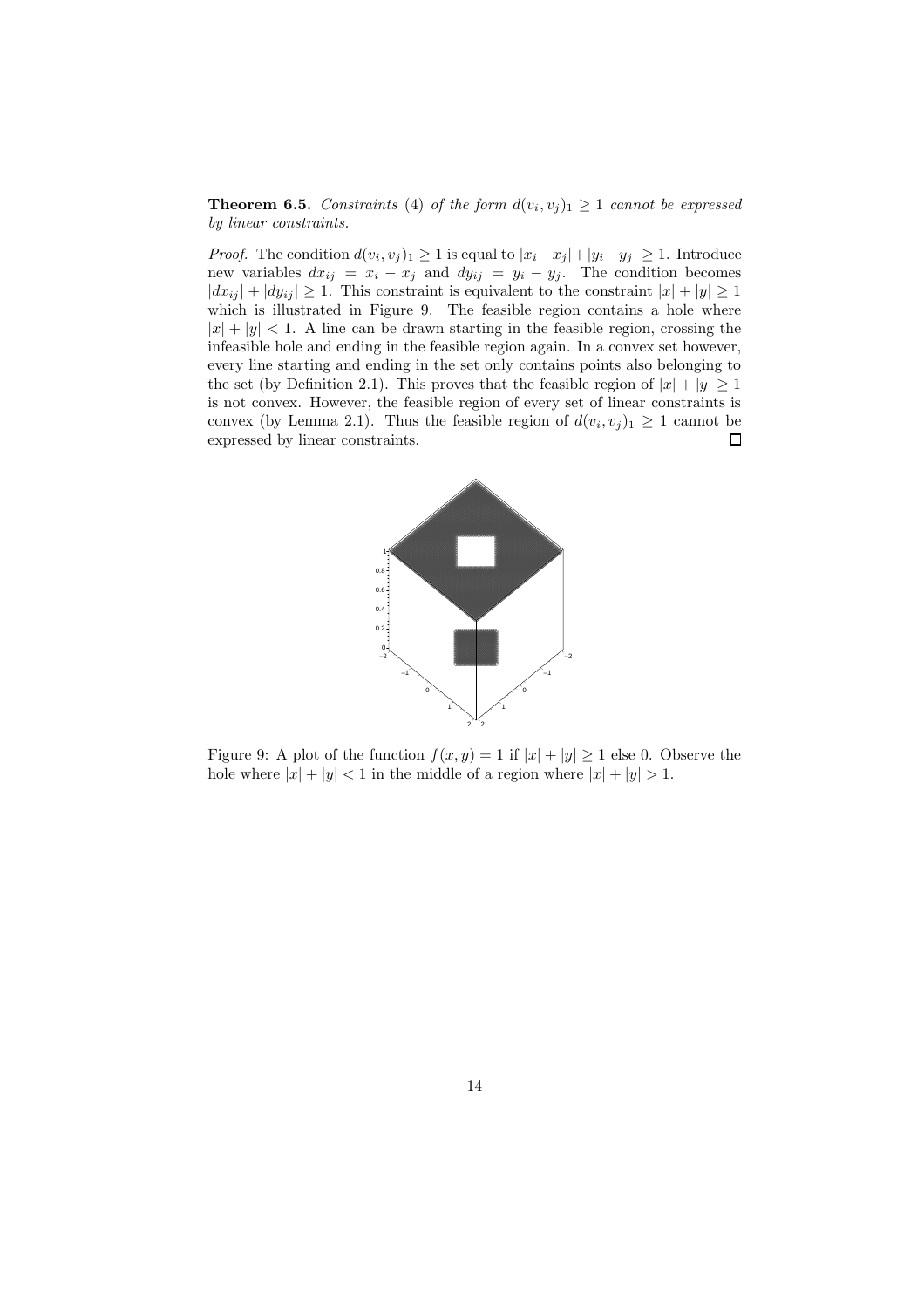**Theorem 6.5.** *Constraints* (4) *of the form* $d(v_i, v_j)_1 \geq 1$ *cannot be expressed by linear constraints.*

*Proof.* The condition $d(v_i, v_j)_1 \geq 1$ is equal to $|x_i - x_j| + |y_i - y_j| \geq 1$. Introduce new variables $dx_{ij} = x_i - x_j$ and $dy_{ij} = y_i - y_j$. The condition becomes $|dx_{ij}| + |dy_{ij}| \geq 1$. This constraint is equivalent to the constraint $|x| + |y| \geq 1$ which is illustrated in Figure 9. The feasible region contains a hole where $|x| + |y| < 1$. A line can be drawn starting in the feasible region, crossing the infeasible hole and ending in the feasible region again. In a convex set however, every line starting and ending in the set only contains points also belonging to the set (by Definition 2.1). This proves that the feasible region of $|x| + |y| \geq 1$ is not convex. However, the feasible region of every set of linear constraints is convex (by Lemma 2.1). Thus the feasible region of $d(v_i, v_j)_1 \geq 1$ cannot be expressed by linear constraints. □

Figure 9: A plot of the function $f(x, y) = 1$ if $|x| + |y| \geq 1$ else 0. Observe the hole where $|x| + |y| < 1$ in the middle of a region where $|x| + |y| > 1$.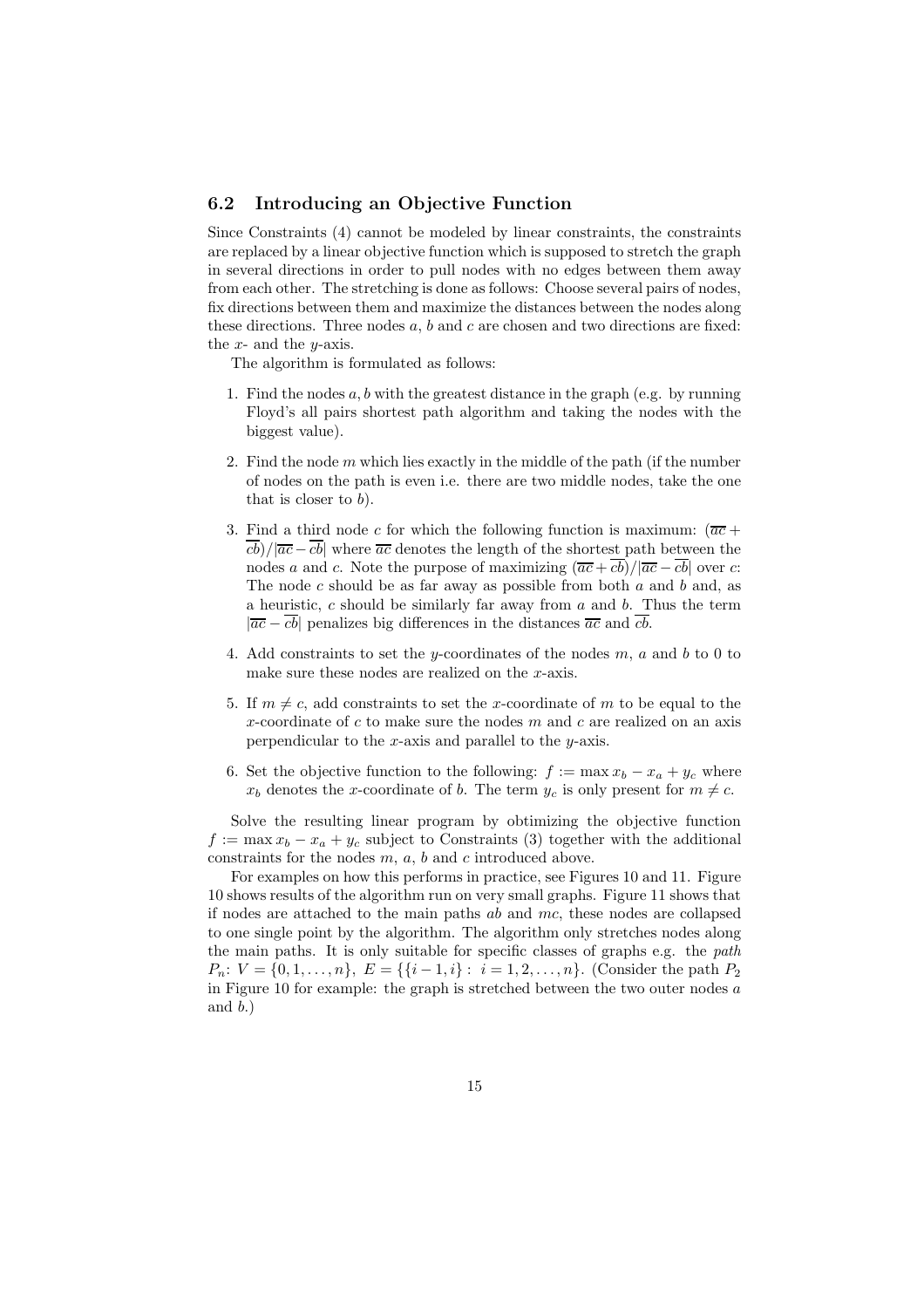### 6.2 Introducing an Objective Function

Since Constraints (4) cannot be modeled by linear constraints, the constraints are replaced by a linear objective function which is supposed to stretch the graph in several directions in order to pull nodes with no edges between them away from each other. The stretching is done as follows: Choose several pairs of nodes, fix directions between them and maximize the distances between the nodes along these directions. Three nodes $a$, $b$ and $c$ are chosen and two directions are fixed: the $x$- and the $y$-axis.

The algorithm is formulated as follows:

1. Find the nodes $a, b$ with the greatest distance in the graph (e.g. by running Floyd's all pairs shortest path algorithm and taking the nodes with the biggest value).
2. Find the node $m$ which lies exactly in the middle of the path (if the number of nodes on the path is even i.e. there are two middle nodes, take the one that is closer to $b$).
3. Find a third node $c$ for which the following function is maximum: $(\overline{ac} + \overline{cb})/|\overline{ac} - \overline{cb}|$ where $\overline{ac}$ denotes the length of the shortest path between the nodes $a$ and $c$. Note the purpose of maximizing $(\overline{ac} + \overline{cb})/|\overline{ac} - \overline{cb}|$ over $c$: The node $c$ should be as far away as possible from both $a$ and $b$ and, as a heuristic, $c$ should be similarly far away from $a$ and $b$. Thus the term $|\overline{ac} - \overline{cb}|$ penalizes big differences in the distances $\overline{ac}$ and $\overline{cb}$.
4. Add constraints to set the $y$-coordinates of the nodes $m$, $a$ and $b$ to 0 to make sure these nodes are realized on the $x$-axis.
5. If $m \neq c$, add constraints to set the $x$-coordinate of $m$ to be equal to the $x$-coordinate of $c$ to make sure the nodes $m$ and $c$ are realized on an axis perpendicular to the $x$-axis and parallel to the $y$-axis.
6. Set the objective function to the following: $f := \max x_b - x_a + y_c$ where $x_b$ denotes the $x$-coordinate of $b$. The term $y_c$ is only present for $m \neq c$.

Solve the resulting linear program by obtimizing the objective function $f := \max x_b - x_a + y_c$ subject to Constraints (3) together with the additional constraints for the nodes $m$, $a$, $b$ and $c$ introduced above.

For examples on how this performs in practice, see Figures 10 and 11. Figure 10 shows results of the algorithm run on very small graphs. Figure 11 shows that if nodes are attached to the main paths $ab$ and $mc$, these nodes are collapsed to one single point by the algorithm. The algorithm only stretches nodes along the main paths. It is only suitable for specific classes of graphs e.g. the *path* $P_n$: $V = \{0, 1, \ldots, n\}$, $E = \{\{i-1, i\} : i = 1, 2, \ldots, n\}$. (Consider the path $P_2$ in Figure 10 for example: the graph is stretched between the two outer nodes $a$ and $b$.)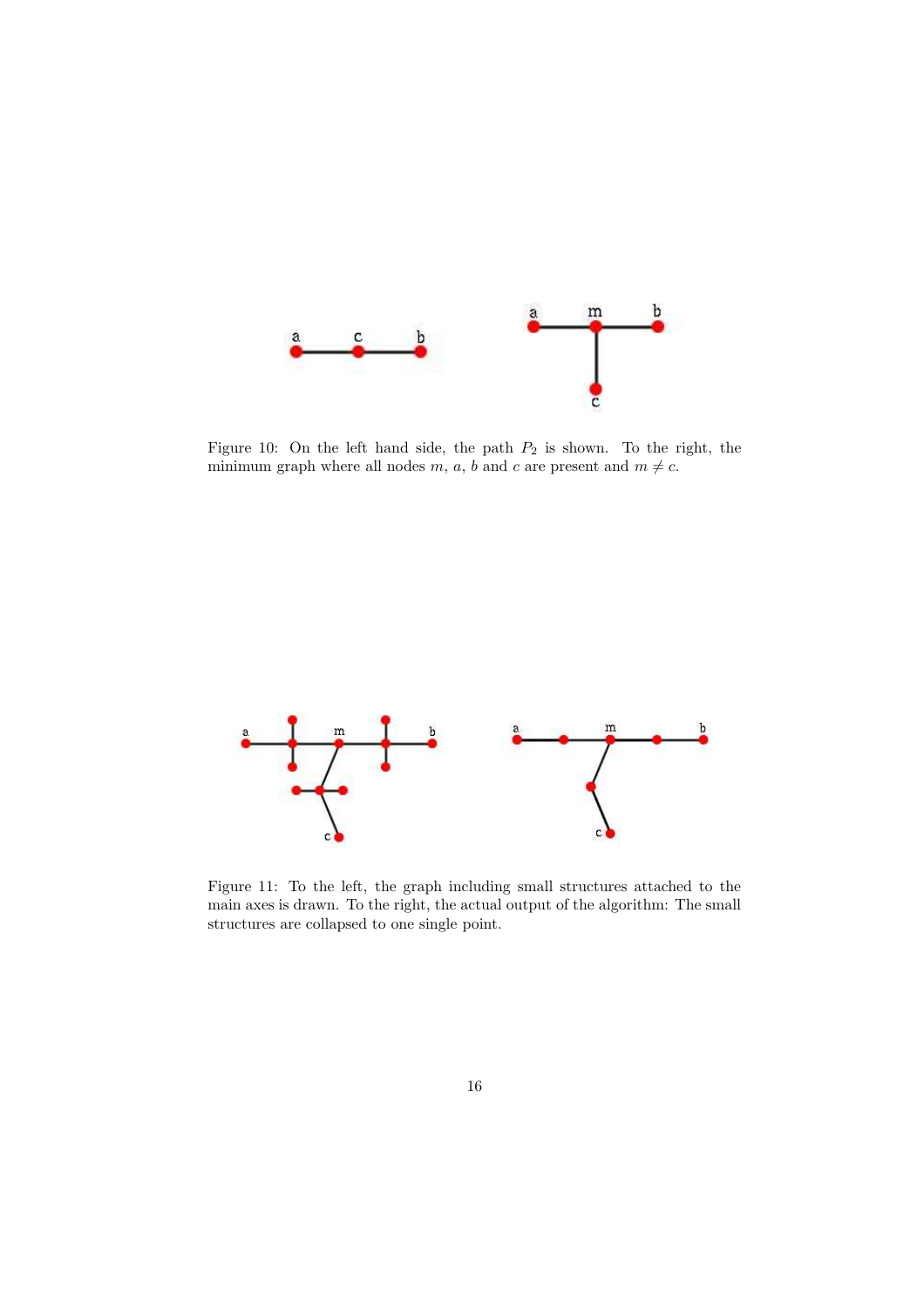Figure 10: On the left hand side, the path $P_2$ is shown. To the right, the minimum graph where all nodes $m$, $a$, $b$ and $c$ are present and $m \neq c$.

Figure 11: To the left, the graph including small structures attached to the main axes is drawn. To the right, the actual output of the algorithm: The small structures are collapsed to one single point.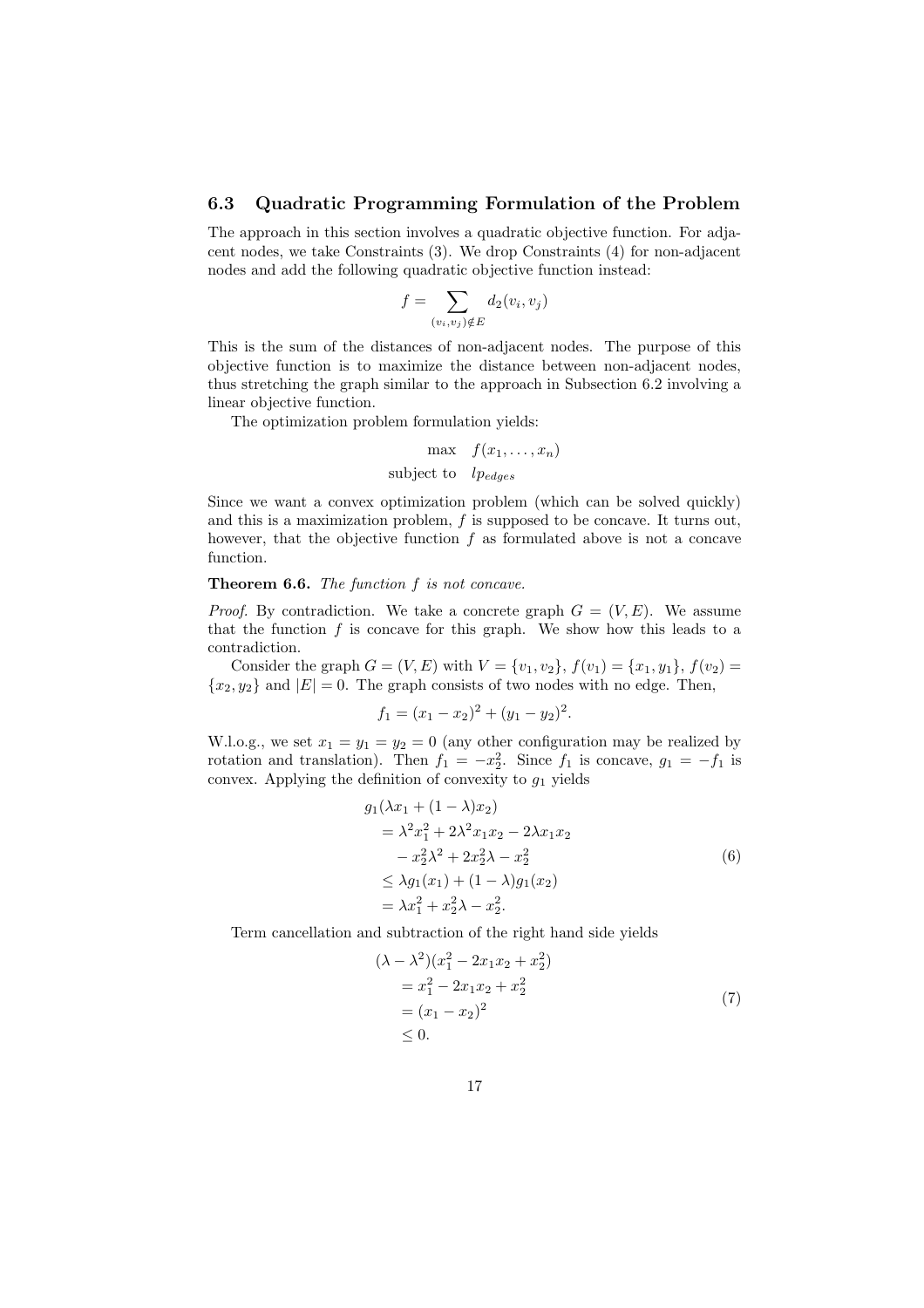### 6.3 Quadratic Programming Formulation of the Problem

The approach in this section involves a quadratic objective function. For adjacent nodes, we take Constraints (3). We drop Constraints (4) for non-adjacent nodes and add the following quadratic objective function instead:

$$f = \sum_{(v_i,v_j)\notin E} d_2(v_i, v_j)$$

This is the sum of the distances of non-adjacent nodes. The purpose of this objective function is to maximize the distance between non-adjacent nodes, thus stretching the graph similar to the approach in Subsection 6.2 involving a linear objective function.

The optimization problem formulation yields:

$$\begin{aligned} \max \quad & f(x_1, \ldots, x_n) \\ \text{subject to} \quad & lp_{edges} \end{aligned}$$

Since we want a convex optimization problem (which can be solved quickly) and this is a maximization problem, $f$ is supposed to be concave. It turns out, however, that the objective function $f$ as formulated above is not a concave function.

**Theorem 6.6.** *The function $f$ is not concave.*

*Proof.* By contradiction. We take a concrete graph $G = (V, E)$. We assume that the function $f$ is concave for this graph. We show how this leads to a contradiction.

Consider the graph $G = (V, E)$ with $V = \{v_1, v_2\}$, $f(v_1) = \{x_1, y_1\}$, $f(v_2) = \{x_2, y_2\}$ and $|E| = 0$. The graph consists of two nodes with no edge. Then,

$$f_1 = (x_1 - x_2)^2 + (y_1 - y_2)^2.$$

W.l.o.g., we set $x_1 = y_1 = y_2 = 0$ (any other configuration may be realized by rotation and translation). Then $f_1 = -x_2^2$. Since $f_1$ is concave, $g_1 = -f_1$ is convex. Applying the definition of convexity to $g_1$ yields

$$\begin{aligned} & g_1(\lambda x_1 + (1-\lambda)x_2) \\ & \quad = \lambda^2 x_1^2 + 2\lambda^2 x_1 x_2 - 2\lambda x_1 x_2 \\ & \quad\quad - x_2^2\lambda^2 + 2x_2^2\lambda - x_2^2 \\ & \quad \leq \lambda g_1(x_1) + (1-\lambda) g_1(x_2) \\ & \quad = \lambda x_1^2 + x_2^2\lambda - x_2^2. \end{aligned} \tag{6}$$

Term cancellation and subtraction of the right hand side yields

$$\begin{aligned} & (\lambda - \lambda^2)(x_1^2 - 2x_1x_2 + x_2^2) \\ & \quad = x_1^2 - 2x_1x_2 + x_2^2 \\ & \quad = (x_1 - x_2)^2 \\ & \quad \leq 0. \end{aligned} \tag{7}$$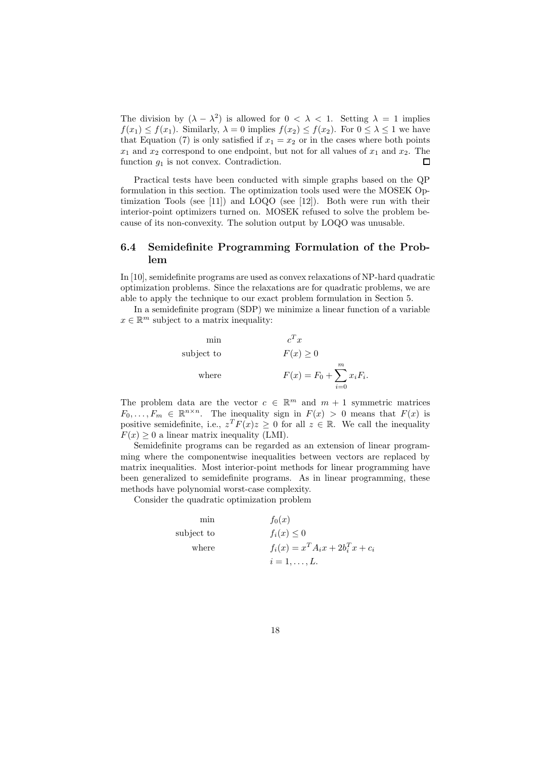The division by $(\lambda - \lambda^2)$ is allowed for $0 < \lambda < 1$. Setting $\lambda = 1$ implies $f(x_1) \leq f(x_1)$. Similarly, $\lambda = 0$ implies $f(x_2) \leq f(x_2)$. For $0 \leq \lambda \leq 1$ we have that Equation (7) is only satisfied if $x_1 = x_2$ or in the cases where both points $x_1$ and $x_2$ correspond to one endpoint, but not for all values of $x_1$ and $x_2$. The function $g_1$ is not convex. Contradiction. □

Practical tests have been conducted with simple graphs based on the QP formulation in this section. The optimization tools used were the MOSEK Optimization Tools (see [11]) and LOQO (see [12]). Both were run with their interior-point optimizers turned on. MOSEK refused to solve the problem because of its non-convexity. The solution output by LOQO was unusable.

### 6.4 Semidefinite Programming Formulation of the Problem

In [10], semidefinite programs are used as convex relaxations of NP-hard quadratic optimization problems. Since the relaxations are for quadratic problems, we are able to apply the technique to our exact problem formulation in Section 5.

In a semidefinite program (SDP) we minimize a linear function of a variable $x \in \mathbb{R}^m$ subject to a matrix inequality:

$$\begin{aligned} &\min && c^T x \\ &\text{subject to} && F(x) \geq 0 \\ &\text{where} && F(x) = F_0 + \sum_{i=0}^{m} x_i F_i. \end{aligned}$$

The problem data are the vector $c \in \mathbb{R}^m$ and $m + 1$ symmetric matrices $F_0, \ldots, F_m \in \mathbb{R}^{n \times n}$. The inequality sign in $F(x) > 0$ means that $F(x)$ is positive semidefinite, i.e., $z^T F(x) z \geq 0$ for all $z \in \mathbb{R}$. We call the inequality $F(x) \geq 0$ a linear matrix inequality (LMI).

Semidefinite programs can be regarded as an extension of linear programming where the componentwise inequalities between vectors are replaced by matrix inequalities. Most interior-point methods for linear programming have been generalized to semidefinite programs. As in linear programming, these methods have polynomial worst-case complexity.

Consider the quadratic optimization problem

$$\begin{aligned} &\min && f_0(x) \\ &\text{subject to} && f_i(x) \leq 0 \\ &\text{where} && f_i(x) = x^T A_i x + 2b_i^T x + c_i \\ & && i = 1, \ldots, L. \end{aligned}$$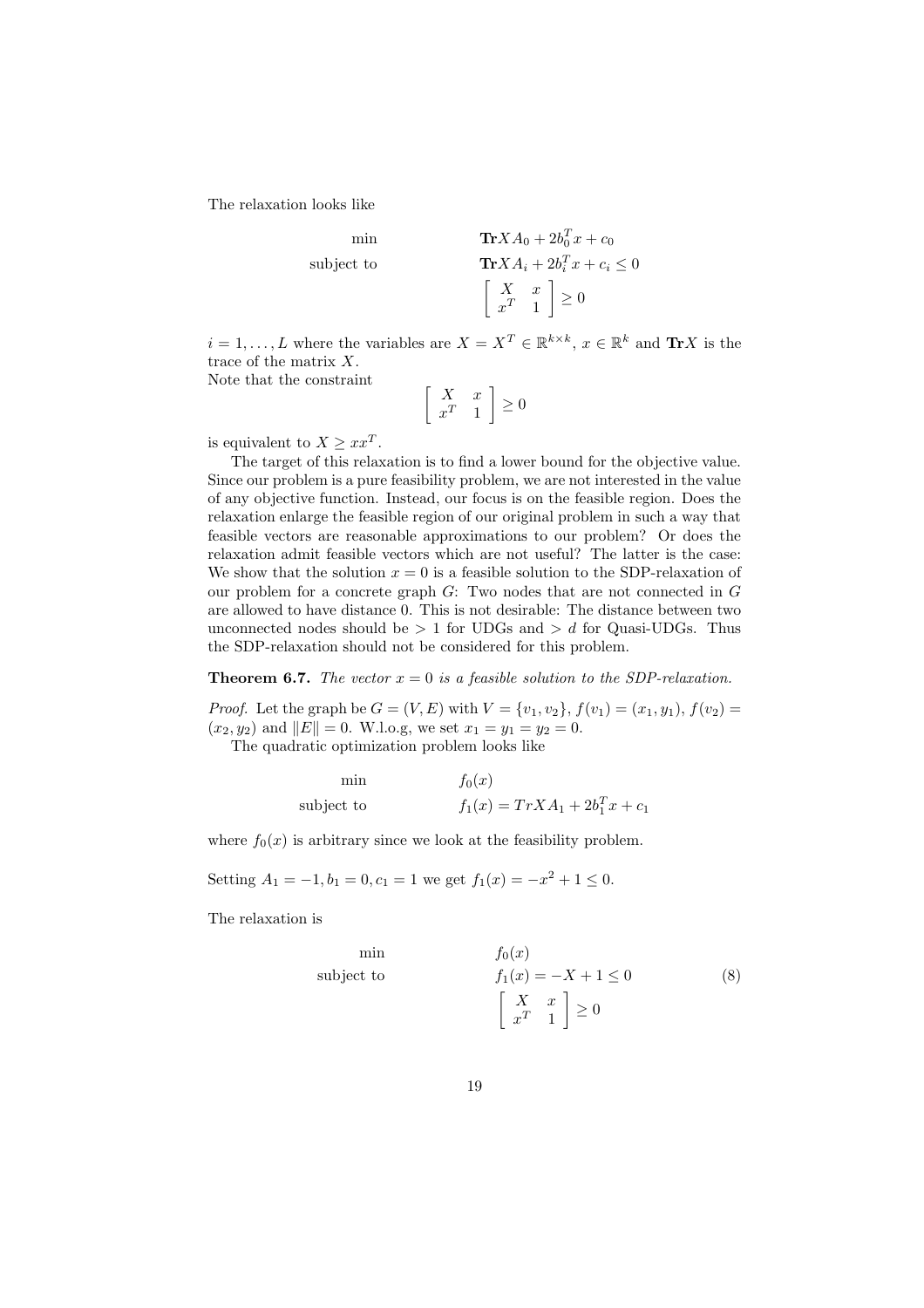The relaxation looks like

$$
\begin{array}{ll}
\min & \mathbf{Tr} X A_0 + 2b_0^T x + c_0 \\
\text{subject to} & \mathbf{Tr} X A_i + 2b_i^T x + c_i \leq 0 \\
& \left[ \begin{array}{cc} X & x \\ x^T & 1 \end{array} \right] \geq 0
\end{array}
$$

$i = 1, \ldots, L$ where the variables are $X = X^T \in \mathbb{R}^{k \times k}$, $x \in \mathbb{R}^k$ and $\mathbf{Tr} X$ is the trace of the matrix $X$.
Note that the constraint

$$
\left[ \begin{array}{cc} X & x \\ x^T & 1 \end{array} \right] \geq 0
$$

is equivalent to $X \geq xx^T$.

The target of this relaxation is to find a lower bound for the objective value. Since our problem is a pure feasibility problem, we are not interested in the value of any objective function. Instead, our focus is on the feasible region. Does the relaxation enlarge the feasible region of our original problem in such a way that feasible vectors are reasonable approximations to our problem? Or does the relaxation admit feasible vectors which are not useful? The latter is the case: We show that the solution $x = 0$ is a feasible solution to the SDP-relaxation of our problem for a concrete graph $G$: Two nodes that are not connected in $G$ are allowed to have distance 0. This is not desirable: The distance between two unconnected nodes should be $> 1$ for UDGs and $> d$ for Quasi-UDGs. Thus the SDP-relaxation should not be considered for this problem.

**Theorem 6.7.** *The vector $x = 0$ is a feasible solution to the SDP-relaxation.*

*Proof.* Let the graph be $G = (V, E)$ with $V = \{v_1, v_2\}$, $f(v_1) = (x_1, y_1)$, $f(v_2) = (x_2, y_2)$ and $\|E\| = 0$. W.l.o.g, we set $x_1 = y_1 = y_2 = 0$.

The quadratic optimization problem looks like

$$
\begin{array}{ll}
\min & f_0(x) \\
\text{subject to} & f_1(x) = Tr X A_1 + 2b_1^T x + c_1
\end{array}
$$

where $f_0(x)$ is arbitrary since we look at the feasibility problem.

Setting $A_1 = -1, b_1 = 0, c_1 = 1$ we get $f_1(x) = -x^2 + 1 \leq 0$.

The relaxation is

$$
\begin{array}{ll}
\min & f_0(x) \\
\text{subject to} & f_1(x) = -X + 1 \leq 0 \\
& \left[ \begin{array}{cc} X & x \\ x^T & 1 \end{array} \right] \geq 0
\end{array}
\tag{8}
$$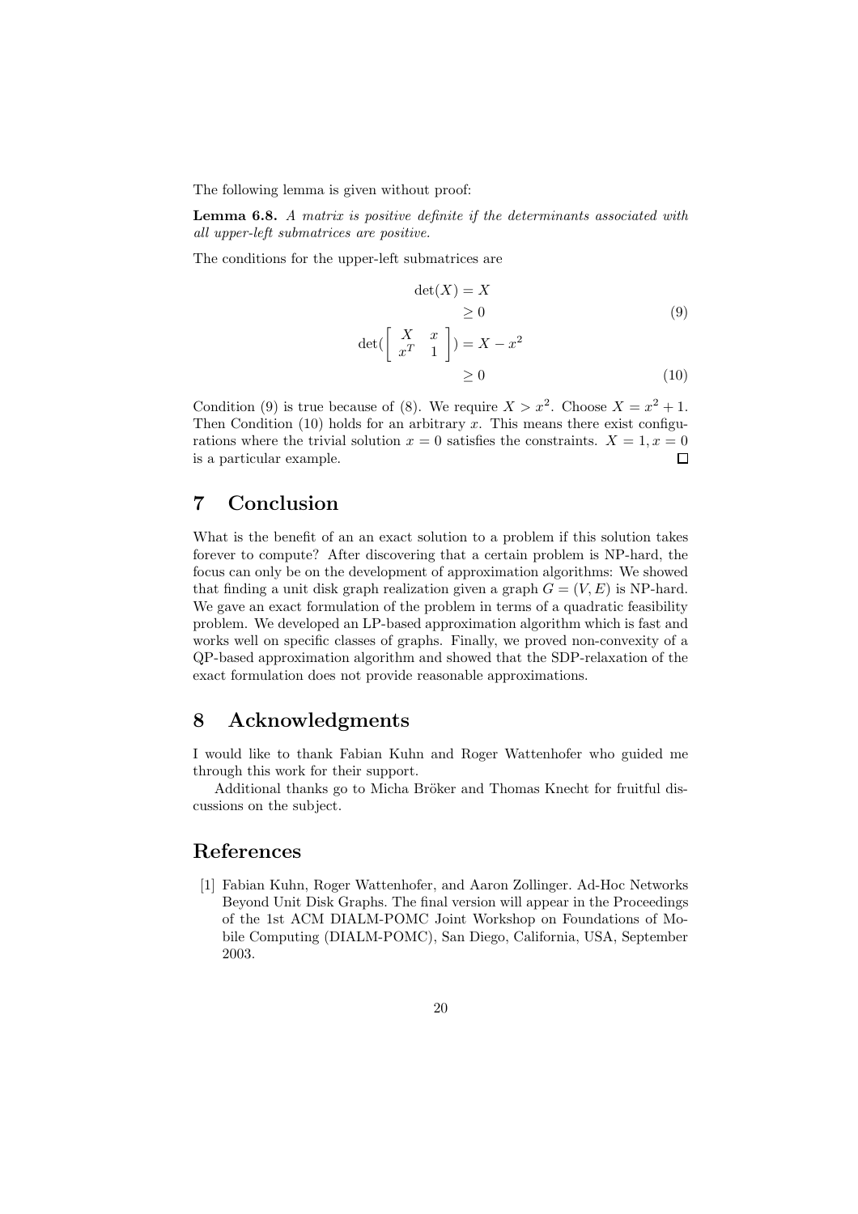The following lemma is given without proof:

**Lemma 6.8.** *A matrix is positive definite if the determinants associated with all upper-left submatrices are positive.*

The conditions for the upper-left submatrices are

$$
\begin{aligned}
\det(X) &= X \\
&\geq 0 \qquad (9) \\
\det\left(\begin{bmatrix} X & x \\ x^T & 1 \end{bmatrix}\right) &= X - x^2 \\
&\geq 0 \qquad (10)
\end{aligned}
$$

Condition (9) is true because of (8). We require $X > x^2$. Choose $X = x^2 + 1$. Then Condition (10) holds for an arbitrary $x$. This means there exist configurations where the trivial solution $x = 0$ satisfies the constraints. $X = 1, x = 0$ is a particular example. □

# 7 Conclusion

What is the benefit of an an exact solution to a problem if this solution takes forever to compute? After discovering that a certain problem is NP-hard, the focus can only be on the development of approximation algorithms: We showed that finding a unit disk graph realization given a graph $G = (V, E)$ is NP-hard. We gave an exact formulation of the problem in terms of a quadratic feasibility problem. We developed an LP-based approximation algorithm which is fast and works well on specific classes of graphs. Finally, we proved non-convexity of a QP-based approximation algorithm and showed that the SDP-relaxation of the exact formulation does not provide reasonable approximations.

# 8 Acknowledgments

I would like to thank Fabian Kuhn and Roger Wattenhofer who guided me through this work for their support.

Additional thanks go to Micha Bröker and Thomas Knecht for fruitful discussions on the subject.

# References

[1] Fabian Kuhn, Roger Wattenhofer, and Aaron Zollinger. Ad-Hoc Networks Beyond Unit Disk Graphs. The final version will appear in the Proceedings of the 1st ACM DIALM-POMC Joint Workshop on Foundations of Mobile Computing (DIALM-POMC), San Diego, California, USA, September 2003.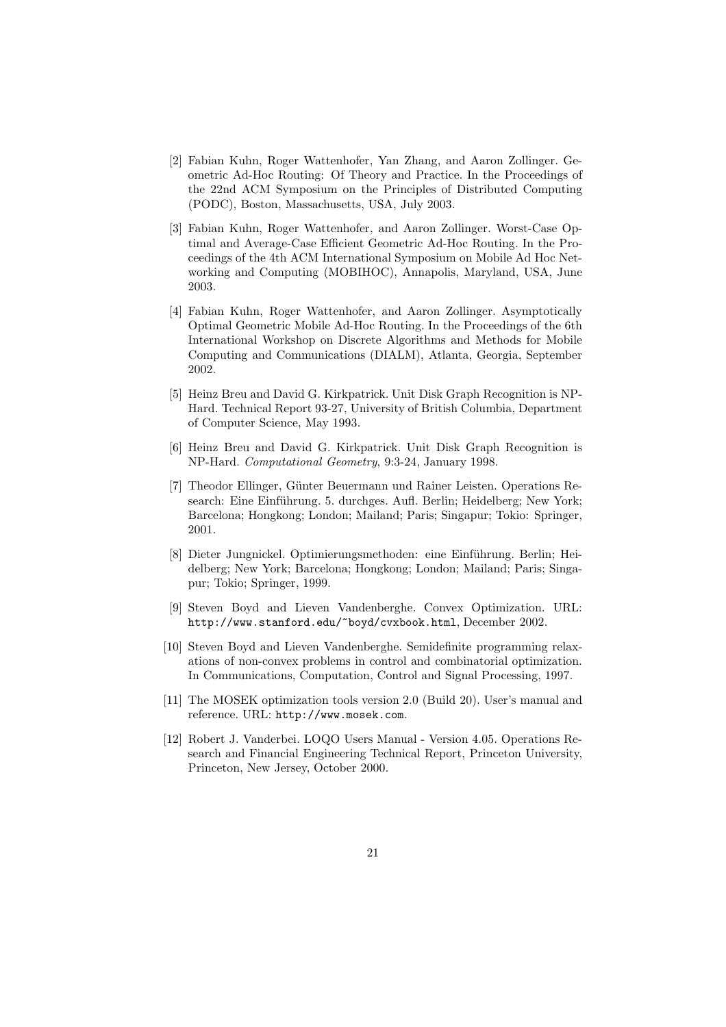[2] Fabian Kuhn, Roger Wattenhofer, Yan Zhang, and Aaron Zollinger. Geometric Ad-Hoc Routing: Of Theory and Practice. In the Proceedings of the 22nd ACM Symposium on the Principles of Distributed Computing (PODC), Boston, Massachusetts, USA, July 2003.

[3] Fabian Kuhn, Roger Wattenhofer, and Aaron Zollinger. Worst-Case Optimal and Average-Case Efficient Geometric Ad-Hoc Routing. In the Proceedings of the 4th ACM International Symposium on Mobile Ad Hoc Networking and Computing (MOBIHOC), Annapolis, Maryland, USA, June 2003.

[4] Fabian Kuhn, Roger Wattenhofer, and Aaron Zollinger. Asymptotically Optimal Geometric Mobile Ad-Hoc Routing. In the Proceedings of the 6th International Workshop on Discrete Algorithms and Methods for Mobile Computing and Communications (DIALM), Atlanta, Georgia, September 2002.

[5] Heinz Breu and David G. Kirkpatrick. Unit Disk Graph Recognition is NP-Hard. Technical Report 93-27, University of British Columbia, Department of Computer Science, May 1993.

[6] Heinz Breu and David G. Kirkpatrick. Unit Disk Graph Recognition is NP-Hard. *Computational Geometry*, 9:3-24, January 1998.

[7] Theodor Ellinger, Günter Beuermann und Rainer Leisten. Operations Research: Eine Einführung. 5. durchges. Aufl. Berlin; Heidelberg; New York; Barcelona; Hongkong; London; Mailand; Paris; Singapur; Tokio: Springer, 2001.

[8] Dieter Jungnickel. Optimierungsmethoden: eine Einführung. Berlin; Heidelberg; New York; Barcelona; Hongkong; London; Mailand; Paris; Singapur; Tokio; Springer, 1999.

[9] Steven Boyd and Lieven Vandenberghe. Convex Optimization. URL: `http://www.stanford.edu/~boyd/cvxbook.html`, December 2002.

[10] Steven Boyd and Lieven Vandenberghe. Semidefinite programming relaxations of non-convex problems in control and combinatorial optimization. In Communications, Computation, Control and Signal Processing, 1997.

[11] The MOSEK optimization tools version 2.0 (Build 20). User's manual and reference. URL: `http://www.mosek.com`.

[12] Robert J. Vanderbei. LOQO Users Manual - Version 4.05. Operations Research and Financial Engineering Technical Report, Princeton University, Princeton, New Jersey, October 2000.